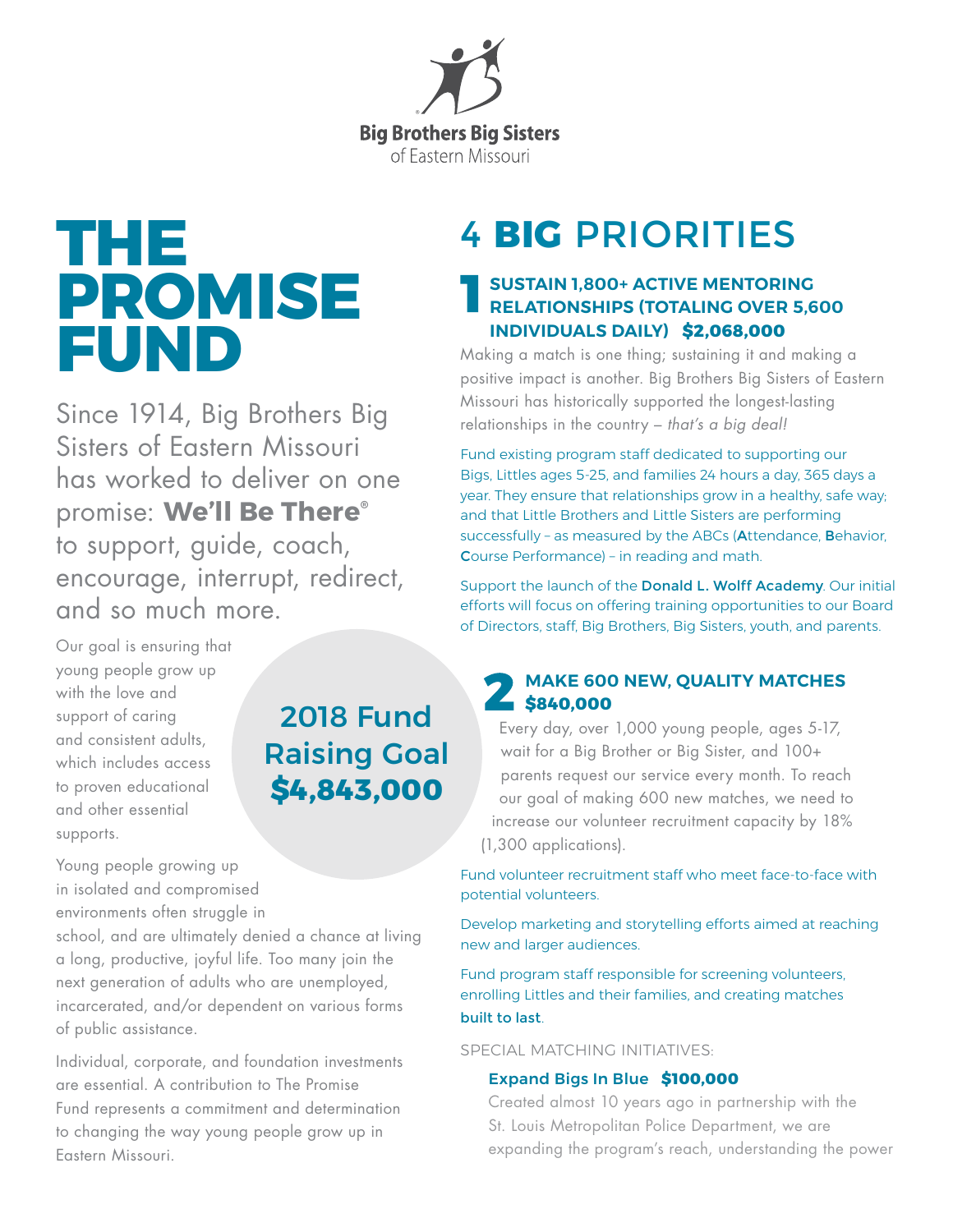Big Brothers Big Sisters of Eastern Missouri

# THE PROMISE FUND

Since 1914, Big Brothers Big Sisters of Eastern Missouri has worked to deliver on one promise: **We'll Be There®** to support, guide, coach, encourage, interrupt, redirect, and so much more.

Our goal is ensuring that young people grow up with the love and support of caring and consistent adults, which includes access to proven educational and other essential supports.

**2018 Fund Raising Goal $4,843,000**

Young people growing up in isolated and compromised environments often struggle in school, and are ultimately denied a chance at living a long, productive, joyful life. Too many join the next generation of adults who are unemployed, incarcerated, and/or dependent on various forms of public assistance.

Individual, corporate, and foundation investments are essential. A contribution to The Promise Fund represents a commitment and determination to changing the way young people grow up in Eastern Missouri.

# 4 BIG PRIORITIES

## 1 SUSTAIN 1,800+ ACTIVE MENTORING RELATIONSHIPS (TOTALING OVER 5,600 INDIVIDUALS DAILY) $2,068,000

Making a match is one thing; sustaining it and making a positive impact is another. Big Brothers Big Sisters of Eastern Missouri has historically supported the longest-lasting relationships in the country – *that's a big deal!*

Fund existing program staff dedicated to supporting our Bigs, Littles ages 5-25, and families 24 hours a day, 365 days a year. They ensure that relationships grow in a healthy, safe way; and that Little Brothers and Little Sisters are performing successfully – as measured by the ABCs (**A**ttendance, **B**ehavior, **C**ourse Performance) – in reading and math.

Support the launch of the **Donald L. Wolff Academy**. Our initial efforts will focus on offering training opportunities to our Board of Directors, staff, Big Brothers, Big Sisters, youth, and parents.

## 2 MAKE 600 NEW, QUALITY MATCHES $840,000

Every day, over 1,000 young people, ages 5-17, wait for a Big Brother or Big Sister, and 100+ parents request our service every month. To reach our goal of making 600 new matches, we need to increase our volunteer recruitment capacity by 18% (1,300 applications).

Fund volunteer recruitment staff who meet face-to-face with potential volunteers.

Develop marketing and storytelling efforts aimed at reaching new and larger audiences.

Fund program staff responsible for screening volunteers, enrolling Littles and their families, and creating matches **built to last**.

SPECIAL MATCHING INITIATIVES:

**Expand Bigs In Blue $100,000**

Created almost 10 years ago in partnership with the St. Louis Metropolitan Police Department, we are expanding the program's reach, understanding the power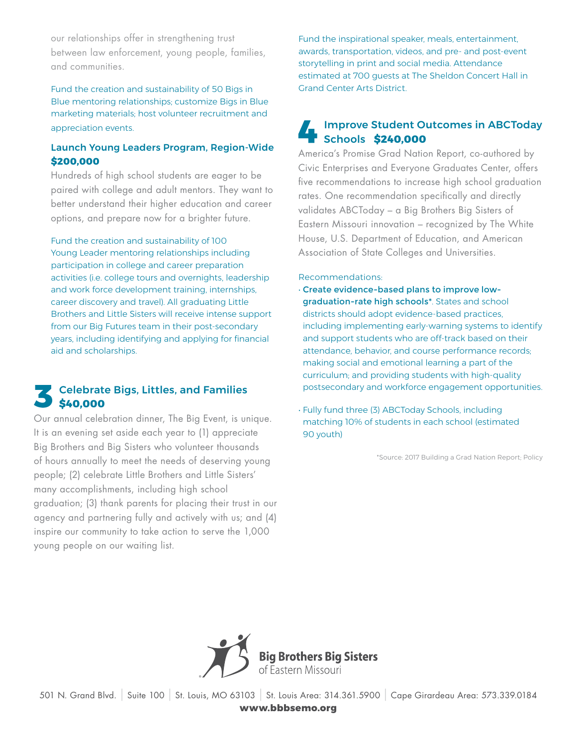our relationships offer in strengthening trust between law enforcement, young people, families, and communities.

Fund the creation and sustainability of 50 Bigs in Blue mentoring relationships; customize Bigs in Blue marketing materials; host volunteer recruitment and appreciation events.

### Launch Young Leaders Program, Region-Wide **$200,000**

Hundreds of high school students are eager to be paired with college and adult mentors. They want to better understand their higher education and career options, and prepare now for a brighter future.

Fund the creation and sustainability of 100 Young Leader mentoring relationships including participation in college and career preparation activities (i.e. college tours and overnights, leadership and work force development training, internships, career discovery and travel). All graduating Little Brothers and Little Sisters will receive intense support from our Big Futures team in their post-secondary years, including identifying and applying for financial aid and scholarships.

## 3 Celebrate Bigs, Littles, and Families **$40,000**

Our annual celebration dinner, The Big Event, is unique. It is an evening set aside each year to (1) appreciate Big Brothers and Big Sisters who volunteer thousands of hours annually to meet the needs of deserving young people; (2) celebrate Little Brothers and Little Sisters' many accomplishments, including high school graduation; (3) thank parents for placing their trust in our agency and partnering fully and actively with us; and (4) inspire our community to take action to serve the 1,000 young people on our waiting list.

Fund the inspirational speaker, meals, entertainment, awards, transportation, videos, and pre- and post-event storytelling in print and social media. Attendance estimated at 700 guests at The Sheldon Concert Hall in Grand Center Arts District.

## 4 Improve Student Outcomes in ABCToday Schools **$240,000**

America's Promise Grad Nation Report, co-authored by Civic Enterprises and Everyone Graduates Center, offers five recommendations to increase high school graduation rates. One recommendation specifically and directly validates ABCToday – a Big Brothers Big Sisters of Eastern Missouri innovation – recognized by The White House, U.S. Department of Education, and American Association of State Colleges and Universities.

Recommendations:

- **Create evidence-based plans to improve low-graduation-rate high schools\***. States and school districts should adopt evidence-based practices, including implementing early-warning systems to identify and support students who are off-track based on their attendance, behavior, and course performance records; making social and emotional learning a part of the curriculum; and providing students with high-quality postsecondary and workforce engagement opportunities.
- Fully fund three (3) ABCToday Schools, including matching 10% of students in each school (estimated 90 youth)

*Source: 2017 Building a Grad Nation Report; Policy

**Big Brothers Big Sisters**
of Eastern Missouri

501 N. Grand Blvd. | Suite 100 | St. Louis, MO 63103 | St. Louis Area: 314.361.5900 | Cape Girardeau Area: 573.339.0184
**www.bbbsemo.org**